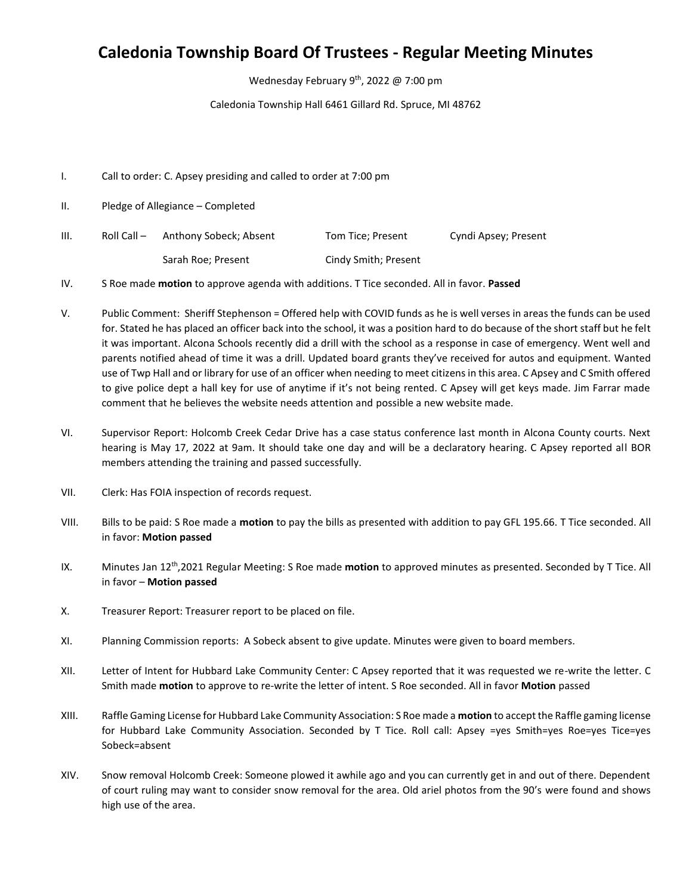# Caledonia Township Board Of Trustees - Regular Meeting Minutes

Wednesday February 9th, 2022 @ 7:00 pm

Caledonia Township Hall 6461 Gillard Rd. Spruce, MI 48762

I. Call to order: C. Apsey presiding and called to order at 7:00 pm

II. Pledge of Allegiance – Completed

III. Roll Call – Anthony Sobeck; Absent  Tom Tice; Present  Cyndi Apsey; Present
Sarah Roe; Present  Cindy Smith; Present

IV. S Roe made **motion** to approve agenda with additions. T Tice seconded. All in favor. **Passed**

V. Public Comment: Sheriff Stephenson = Offered help with COVID funds as he is well verses in areas the funds can be used for. Stated he has placed an officer back into the school, it was a position hard to do because of the short staff but he felt it was important. Alcona Schools recently did a drill with the school as a response in case of emergency. Went well and parents notified ahead of time it was a drill. Updated board grants they've received for autos and equipment. Wanted use of Twp Hall and or library for use of an officer when needing to meet citizens in this area. C Apsey and C Smith offered to give police dept a hall key for use of anytime if it's not being rented. C Apsey will get keys made. Jim Farrar made comment that he believes the website needs attention and possible a new website made.

VI. Supervisor Report: Holcomb Creek Cedar Drive has a case status conference last month in Alcona County courts. Next hearing is May 17, 2022 at 9am. It should take one day and will be a declaratory hearing. C Apsey reported all BOR members attending the training and passed successfully.

VII. Clerk: Has FOIA inspection of records request.

VIII. Bills to be paid: S Roe made a **motion** to pay the bills as presented with addition to pay GFL 195.66. T Tice seconded. All in favor: **Motion passed**

IX. Minutes Jan 12th,2021 Regular Meeting: S Roe made **motion** to approved minutes as presented. Seconded by T Tice. All in favor – **Motion passed**

X. Treasurer Report: Treasurer report to be placed on file.

XI. Planning Commission reports: A Sobeck absent to give update. Minutes were given to board members.

XII. Letter of Intent for Hubbard Lake Community Center: C Apsey reported that it was requested we re-write the letter. C Smith made **motion** to approve to re-write the letter of intent. S Roe seconded. All in favor **Motion** passed

XIII. Raffle Gaming License for Hubbard Lake Community Association: S Roe made a **motion** to accept the Raffle gaming license for Hubbard Lake Community Association. Seconded by T Tice. Roll call: Apsey =yes Smith=yes Roe=yes Tice=yes Sobeck=absent

XIV. Snow removal Holcomb Creek: Someone plowed it awhile ago and you can currently get in and out of there. Dependent of court ruling may want to consider snow removal for the area. Old ariel photos from the 90's were found and shows high use of the area.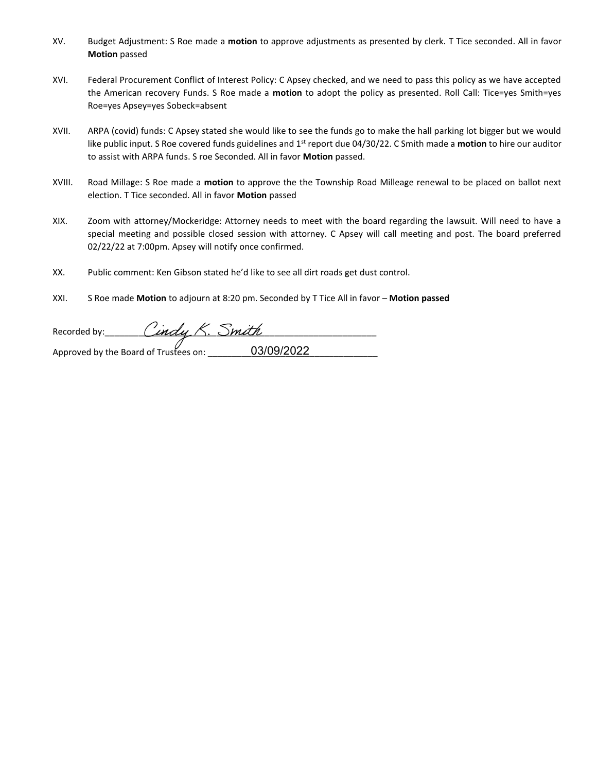XV. Budget Adjustment: S Roe made a **motion** to approve adjustments as presented by clerk. T Tice seconded. All in favor **Motion** passed

XVI. Federal Procurement Conflict of Interest Policy: C Apsey checked, and we need to pass this policy as we have accepted the American recovery Funds. S Roe made a **motion** to adopt the policy as presented. Roll Call: Tice=yes Smith=yes Roe=yes Apsey=yes Sobeck=absent

XVII. ARPA (covid) funds: C Apsey stated she would like to see the funds go to make the hall parking lot bigger but we would like public input. S Roe covered funds guidelines and 1st report due 04/30/22. C Smith made a **motion** to hire our auditor to assist with ARPA funds. S roe Seconded. All in favor **Motion** passed.

XVIII. Road Millage: S Roe made a **motion** to approve the the Township Road Milleage renewal to be placed on ballot next election. T Tice seconded. All in favor **Motion** passed

XIX. Zoom with attorney/Mockeridge: Attorney needs to meet with the board regarding the lawsuit. Will need to have a special meeting and possible closed session with attorney. C Apsey will call meeting and post. The board preferred 02/22/22 at 7:00pm. Apsey will notify once confirmed.

XX. Public comment: Ken Gibson stated he'd like to see all dirt roads get dust control.

XXI. S Roe made **Motion** to adjourn at 8:20 pm. Seconded by T Tice All in favor – **Motion passed**

Recorded by: Cindy K. Smith

Approved by the Board of Trustees on: 03/09/2022